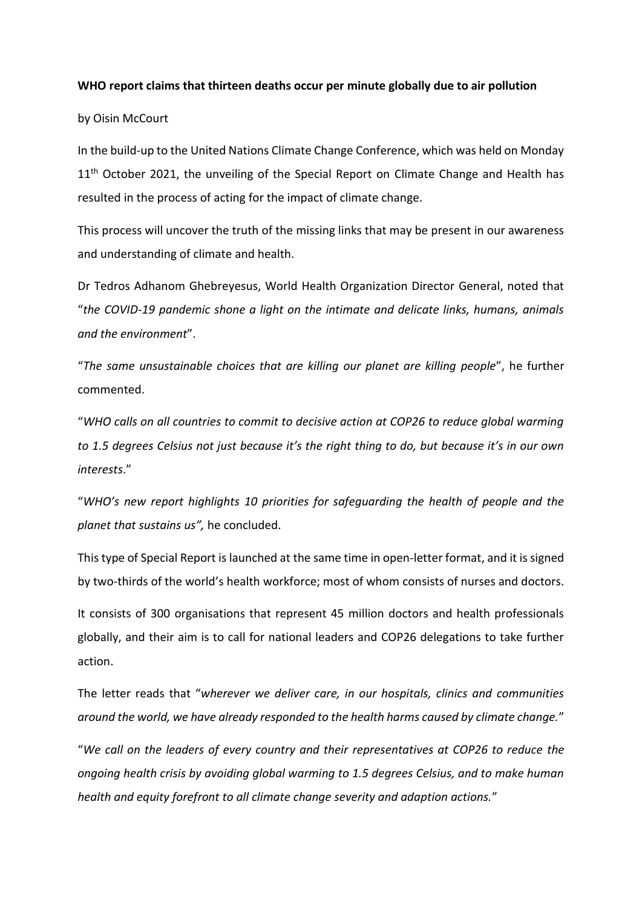**WHO report claims that thirteen deaths occur per minute globally due to air pollution**

by Oisin McCourt

In the build-up to the United Nations Climate Change Conference, which was held on Monday 11th October 2021, the unveiling of the Special Report on Climate Change and Health has resulted in the process of acting for the impact of climate change.

This process will uncover the truth of the missing links that may be present in our awareness and understanding of climate and health.

Dr Tedros Adhanom Ghebreyesus, World Health Organization Director General, noted that "*the COVID-19 pandemic shone a light on the intimate and delicate links, humans, animals and the environment*".

"*The same unsustainable choices that are killing our planet are killing people*", he further commented.

"*WHO calls on all countries to commit to decisive action at COP26 to reduce global warming to 1.5 degrees Celsius not just because it's the right thing to do, but because it's in our own interests*."

"*WHO's new report highlights 10 priorities for safeguarding the health of people and the planet that sustains us",* he concluded.

This type of Special Report is launched at the same time in open-letter format, and it is signed by two-thirds of the world's health workforce; most of whom consists of nurses and doctors.

It consists of 300 organisations that represent 45 million doctors and health professionals globally, and their aim is to call for national leaders and COP26 delegations to take further action.

The letter reads that "*wherever we deliver care, in our hospitals, clinics and communities around the world, we have already responded to the health harms caused by climate change.*"

"*We call on the leaders of every country and their representatives at COP26 to reduce the ongoing health crisis by avoiding global warming to 1.5 degrees Celsius, and to make human health and equity forefront to all climate change severity and adaption actions.*"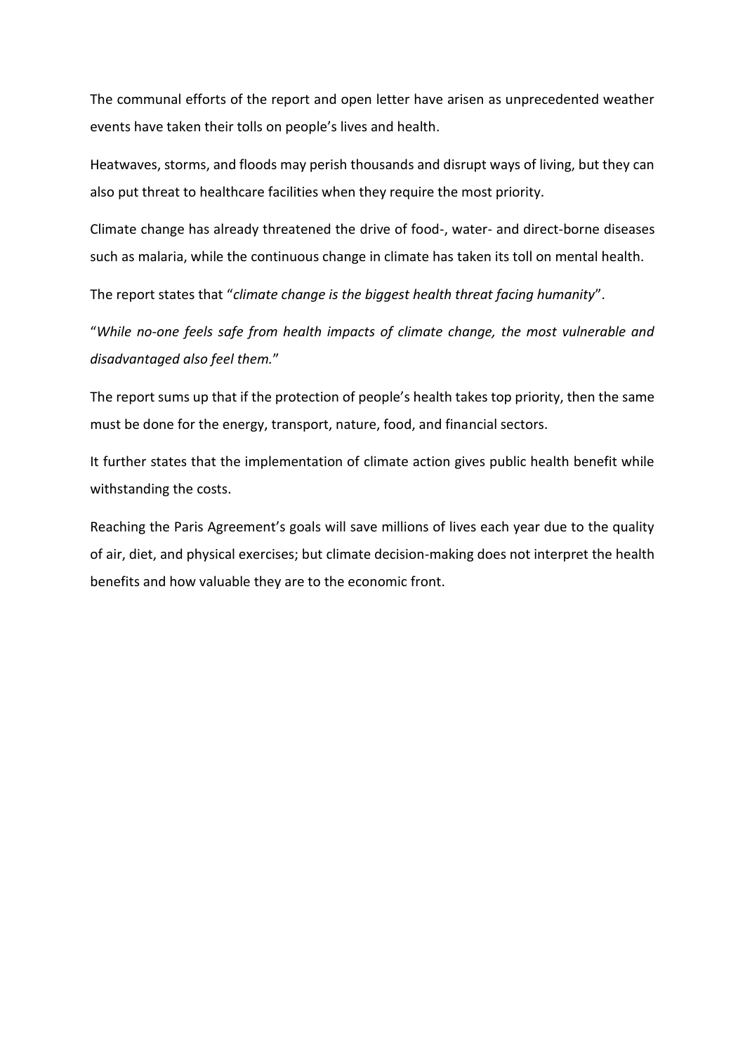The communal efforts of the report and open letter have arisen as unprecedented weather events have taken their tolls on people's lives and health.

Heatwaves, storms, and floods may perish thousands and disrupt ways of living, but they can also put threat to healthcare facilities when they require the most priority.

Climate change has already threatened the drive of food-, water- and direct-borne diseases such as malaria, while the continuous change in climate has taken its toll on mental health.

The report states that "*climate change is the biggest health threat facing humanity*".

"*While no-one feels safe from health impacts of climate change, the most vulnerable and disadvantaged also feel them.*"

The report sums up that if the protection of people's health takes top priority, then the same must be done for the energy, transport, nature, food, and financial sectors.

It further states that the implementation of climate action gives public health benefit while withstanding the costs.

Reaching the Paris Agreement's goals will save millions of lives each year due to the quality of air, diet, and physical exercises; but climate decision-making does not interpret the health benefits and how valuable they are to the economic front.